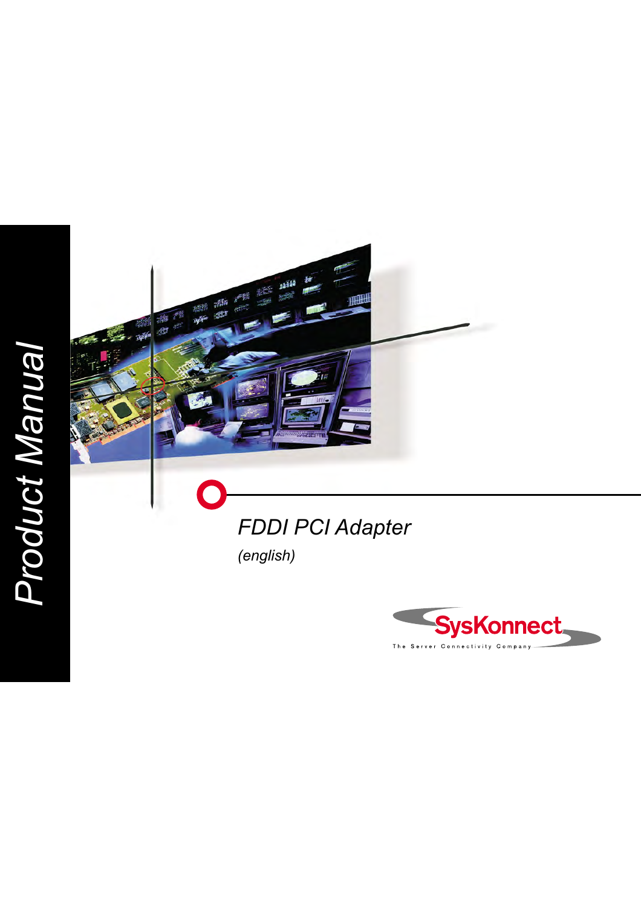Product Manual

# FDDI PCI Adapter

*(english)*

SysKonnect

The Server Connectivity Company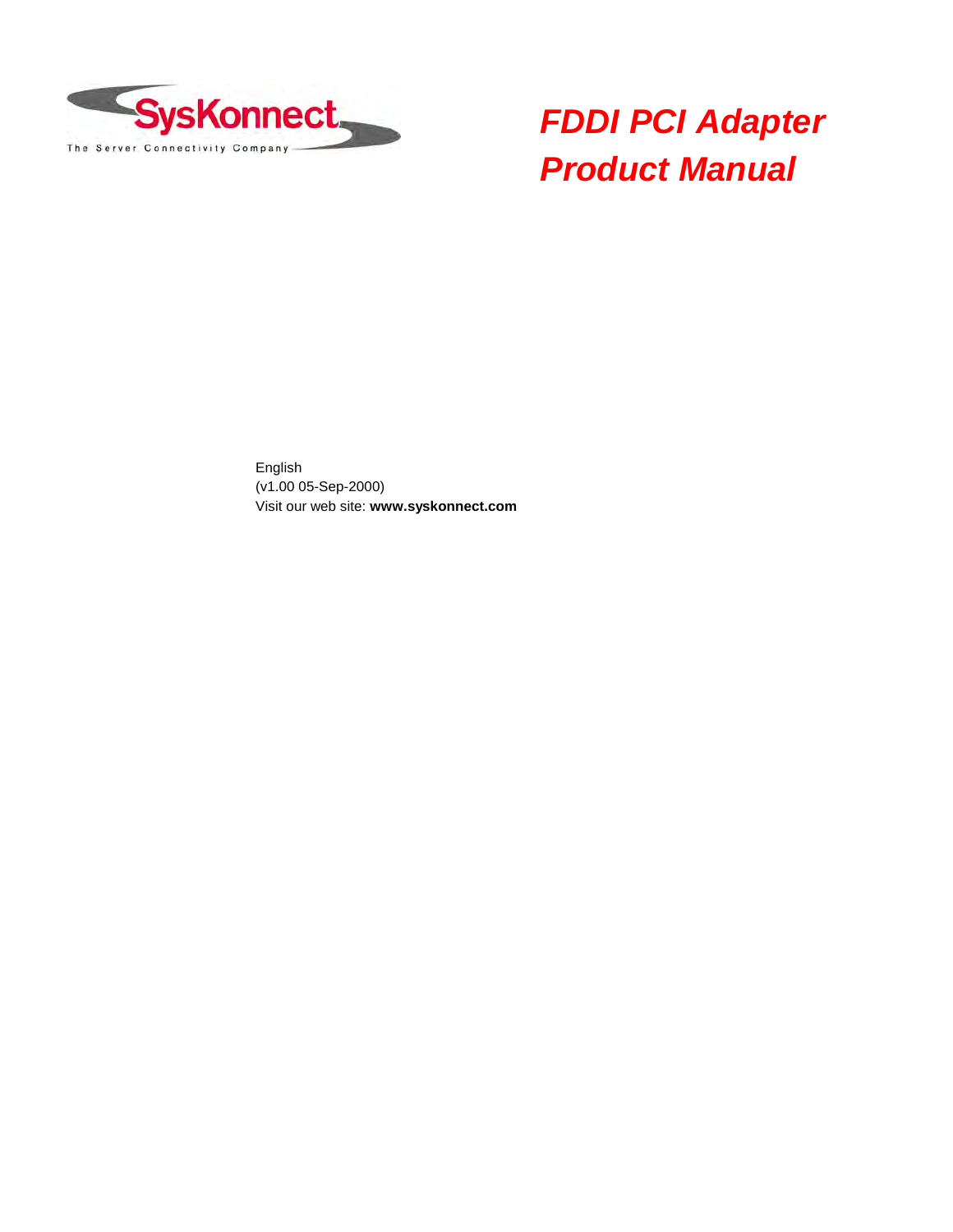# FDDI PCI Adapter Product Manual

English
(v1.00 05-Sep-2000)
Visit our web site: **www.syskonnect.com**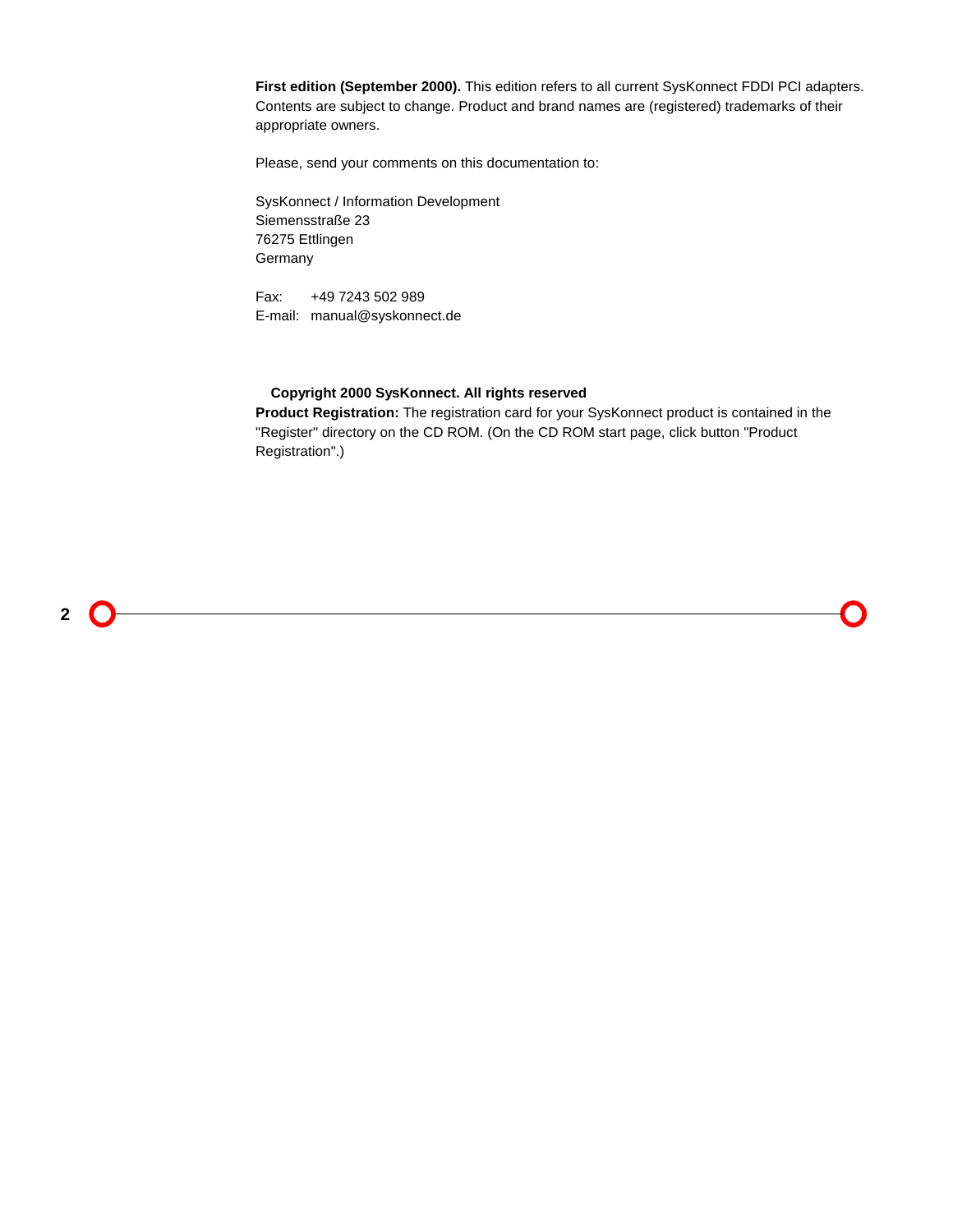**First edition (September 2000).** This edition refers to all current SysKonnect FDDI PCI adapters. Contents are subject to change. Product and brand names are (registered) trademarks of their appropriate owners.

Please, send your comments on this documentation to:

SysKonnect / Information Development
Siemensstraße 23
76275 Ettlingen
Germany

Fax: +49 7243 502 989
E-mail: manual@syskonnect.de

**Copyright 2000 SysKonnect. All rights reserved**

**Product Registration:** The registration card for your SysKonnect product is contained in the "Register" directory on the CD ROM. (On the CD ROM start page, click button "Product Registration".)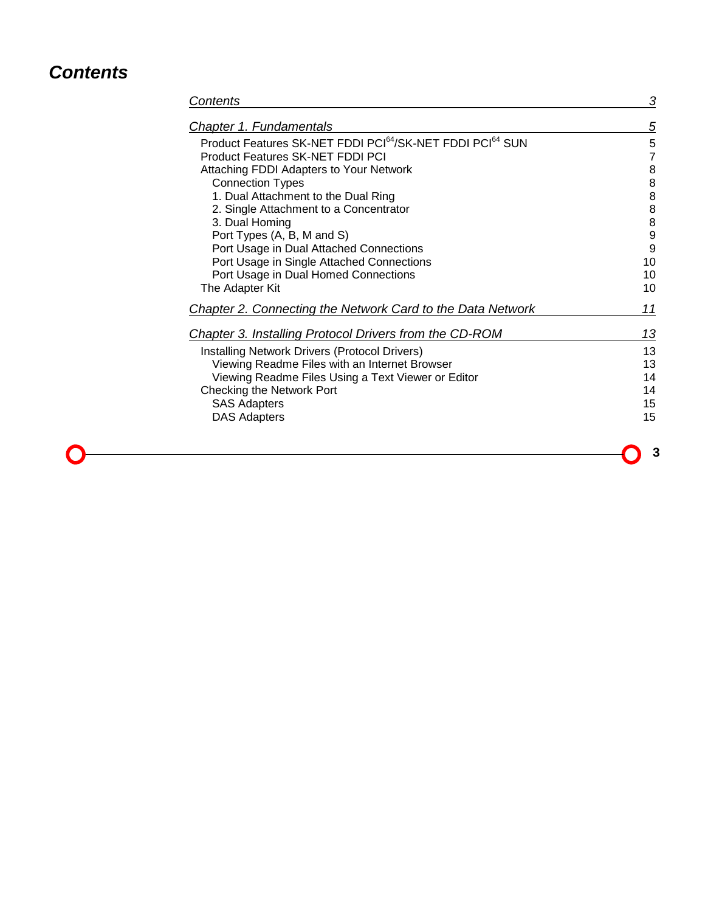# Contents

| | |
|---|---|
| *Contents* | *3* |
| *Chapter 1. Fundamentals* | *5* |
| Product Features SK-NET FDDI PCI$^{64}$/SK-NET FDDI PCI$^{64}$ SUN | 5 |
| Product Features SK-NET FDDI PCI | 7 |
| Attaching FDDI Adapters to Your Network | 8 |
| Connection Types | 8 |
| 1. Dual Attachment to the Dual Ring | 8 |
| 2. Single Attachment to a Concentrator | 8 |
| 3. Dual Homing | 8 |
| Port Types (A, B, M and S) | 9 |
| Port Usage in Dual Attached Connections | 9 |
| Port Usage in Single Attached Connections | 10 |
| Port Usage in Dual Homed Connections | 10 |
| The Adapter Kit | 10 |
| *Chapter 2. Connecting the Network Card to the Data Network* | *11* |
| *Chapter 3. Installing Protocol Drivers from the CD-ROM* | *13* |
| Installing Network Drivers (Protocol Drivers) | 13 |
| Viewing Readme Files with an Internet Browser | 13 |
| Viewing Readme Files Using a Text Viewer or Editor | 14 |
| Checking the Network Port | 14 |
| SAS Adapters | 15 |
| DAS Adapters | 15 |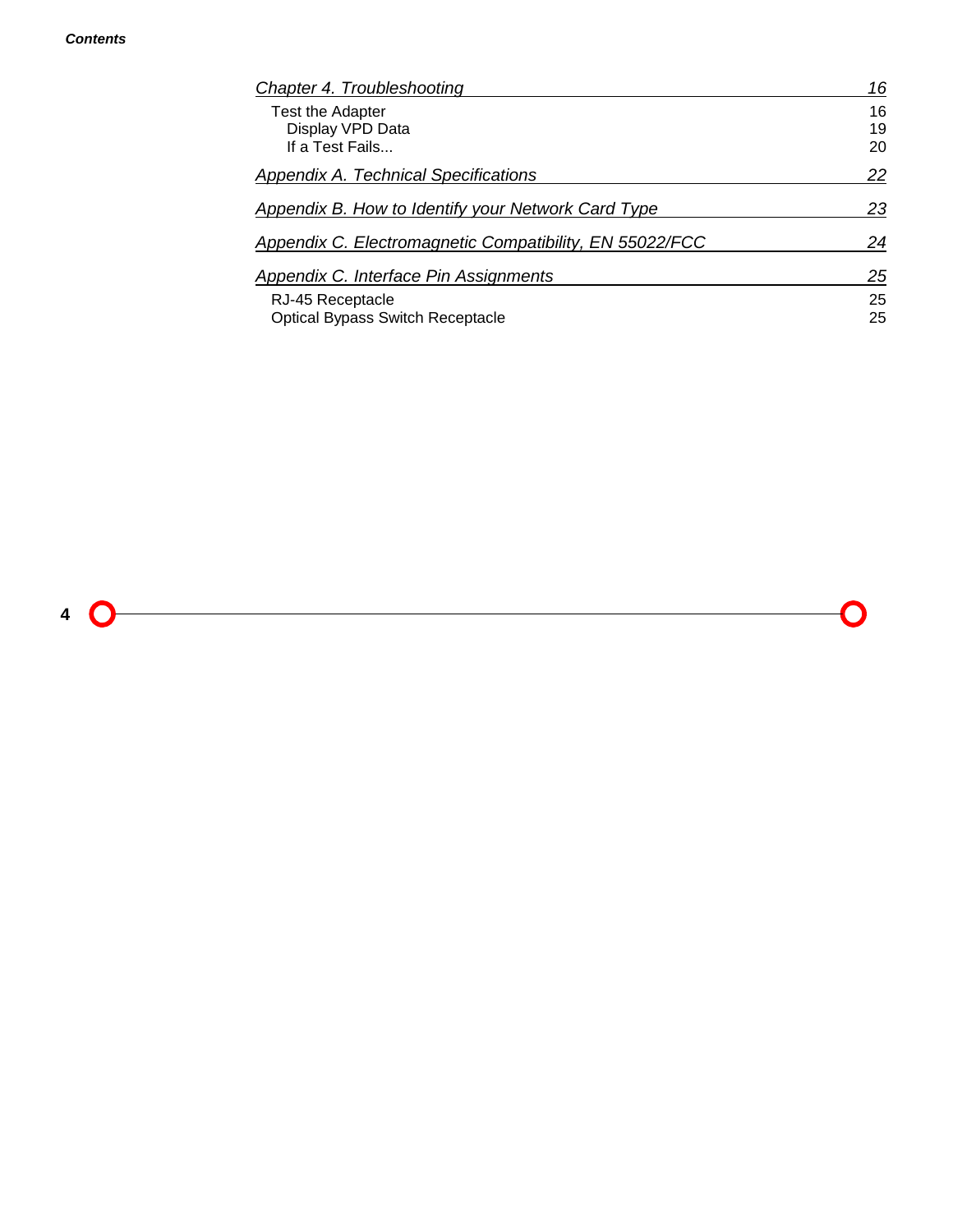*Chapter 4. Troubleshooting* 16

- Test the Adapter 16
  - Display VPD Data 19
  - If a Test Fails... 20

*Appendix A. Technical Specifications* 22

*Appendix B. How to Identify your Network Card Type* 23

*Appendix C. Electromagnetic Compatibility, EN 55022/FCC* 24

*Appendix C. Interface Pin Assignments* 25

- RJ-45 Receptacle 25
- Optical Bypass Switch Receptacle 25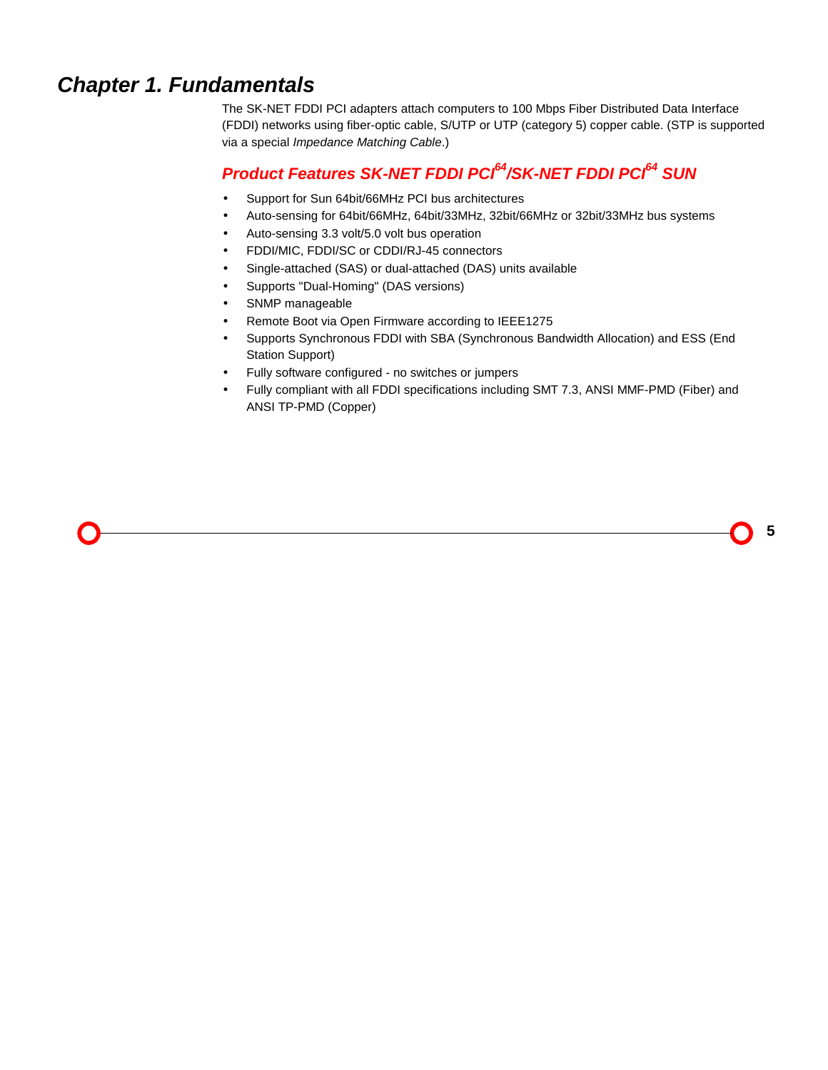# *Chapter 1. Fundamentals*

The SK-NET FDDI PCI adapters attach computers to 100 Mbps Fiber Distributed Data Interface (FDDI) networks using fiber-optic cable, S/UTP or UTP (category 5) copper cable. (STP is supported via a special *Impedance Matching Cable*.)

## *Product Features SK-NET FDDI PCI$^{64}$/SK-NET FDDI PCI$^{64}$ SUN*

- Support for Sun 64bit/66MHz PCI bus architectures
- Auto-sensing for 64bit/66MHz, 64bit/33MHz, 32bit/66MHz or 32bit/33MHz bus systems
- Auto-sensing 3.3 volt/5.0 volt bus operation
- FDDI/MIC, FDDI/SC or CDDI/RJ-45 connectors
- Single-attached (SAS) or dual-attached (DAS) units available
- Supports "Dual-Homing" (DAS versions)
- SNMP manageable
- Remote Boot via Open Firmware according to IEEE1275
- Supports Synchronous FDDI with SBA (Synchronous Bandwidth Allocation) and ESS (End Station Support)
- Fully software configured - no switches or jumpers
- Fully compliant with all FDDI specifications including SMT 7.3, ANSI MMF-PMD (Fiber) and ANSI TP-PMD (Copper)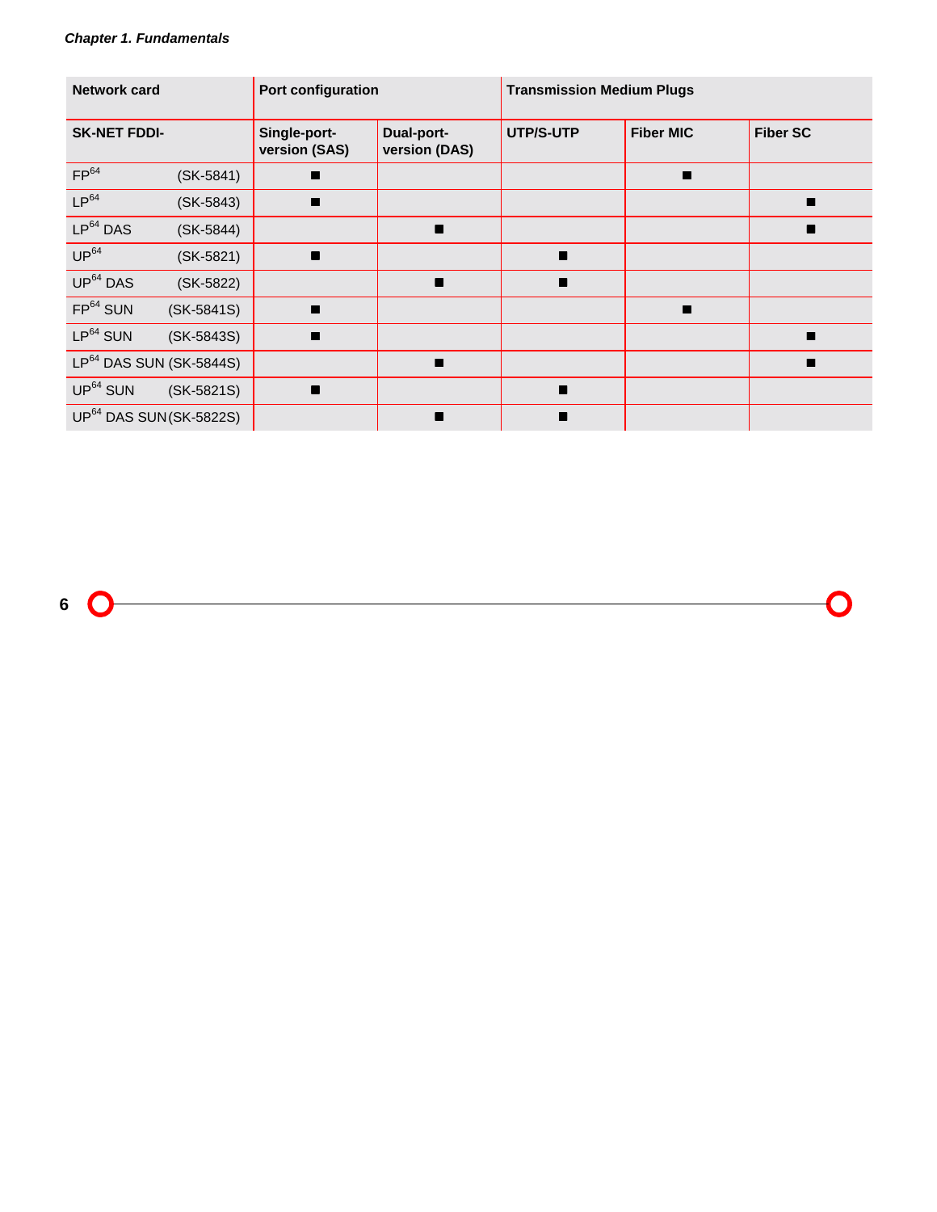| Network card | | Port configuration | | Transmission Medium Plugs | | |
|---|---|---|---|---|---|---|
| SK-NET FDDI- | | Single-port-version (SAS) | Dual-port-version (DAS) | UTP/S-UTP | Fiber MIC | Fiber SC |
| $FP^{64}$ | (SK-5841) | ■ | | | ■ | |
| $LP^{64}$ | (SK-5843) | ■ | | | | ■ |
| $LP^{64}$ DAS | (SK-5844) | | ■ | | | ■ |
| $UP^{64}$ | (SK-5821) | ■ | | ■ | | |
| $UP^{64}$ DAS | (SK-5822) | | ■ | ■ | | |
| $FP^{64}$ SUN | (SK-5841S) | ■ | | | ■ | |
| $LP^{64}$ SUN | (SK-5843S) | ■ | | | | ■ |
| $LP^{64}$ DAS SUN | (SK-5844S) | | ■ | | | ■ |
| $UP^{64}$ SUN | (SK-5821S) | ■ | | ■ | | |
| $UP^{64}$ DAS SUN | (SK-5822S) | | ■ | ■ | | |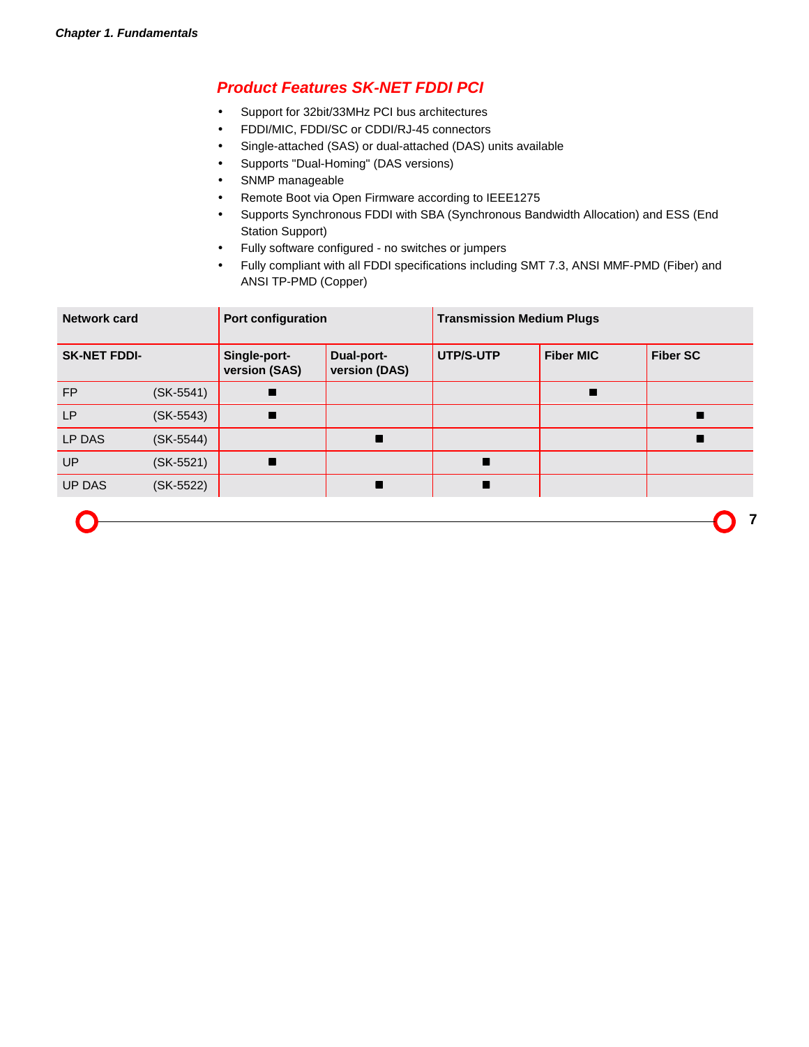## Product Features SK-NET FDDI PCI

- Support for 32bit/33MHz PCI bus architectures
- FDDI/MIC, FDDI/SC or CDDI/RJ-45 connectors
- Single-attached (SAS) or dual-attached (DAS) units available
- Supports "Dual-Homing" (DAS versions)
- SNMP manageable
- Remote Boot via Open Firmware according to IEEE1275
- Supports Synchronous FDDI with SBA (Synchronous Bandwidth Allocation) and ESS (End Station Support)
- Fully software configured - no switches or jumpers
- Fully compliant with all FDDI specifications including SMT 7.3, ANSI MMF-PMD (Fiber) and ANSI TP-PMD (Copper)

| Network card | | Port configuration | | Transmission Medium Plugs | | |
|---|---|---|---|---|---|---|
| **SK-NET FDDI-** | | **Single-port-version (SAS)** | **Dual-port-version (DAS)** | **UTP/S-UTP** | **Fiber MIC** | **Fiber SC** |
| FP | (SK-5541) | ■ | | | ■ | |
| LP | (SK-5543) | ■ | | | | ■ |
| LP DAS | (SK-5544) | | ■ | | | ■ |
| UP | (SK-5521) | ■ | | ■ | | |
| UP DAS | (SK-5522) | | ■ | ■ | | |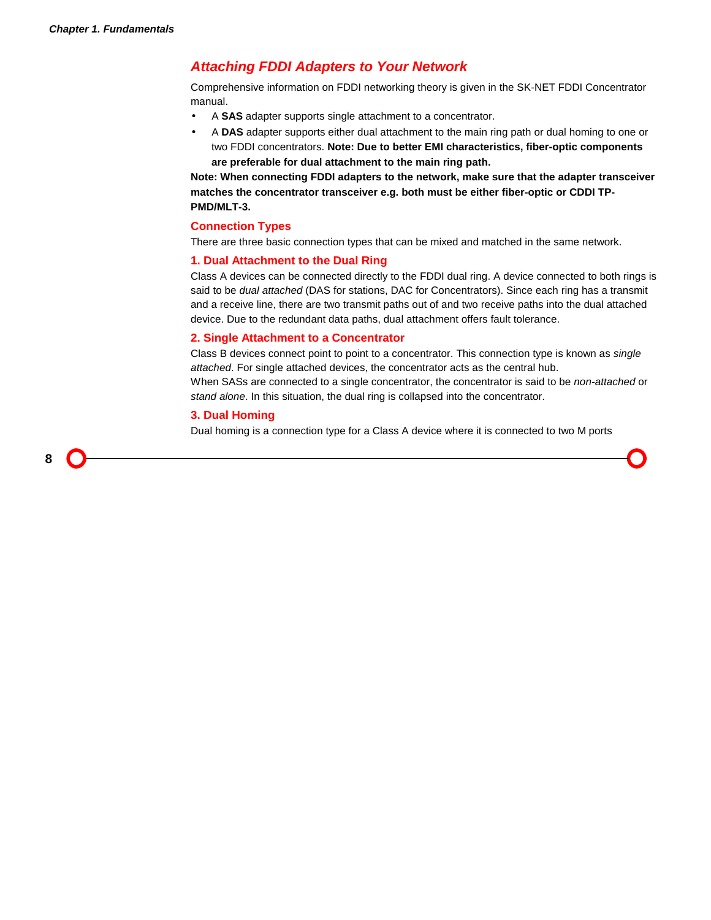## *Attaching FDDI Adapters to Your Network*

Comprehensive information on FDDI networking theory is given in the SK-NET FDDI Concentrator manual.

- A **SAS** adapter supports single attachment to a concentrator.
- A **DAS** adapter supports either dual attachment to the main ring path or dual homing to one or two FDDI concentrators. **Note: Due to better EMI characteristics, fiber-optic components are preferable for dual attachment to the main ring path.**

**Note: When connecting FDDI adapters to the network, make sure that the adapter transceiver matches the concentrator transceiver e.g. both must be either fiber-optic or CDDI TP-PMD/MLT-3.**

### Connection Types

There are three basic connection types that can be mixed and matched in the same network.

#### 1. Dual Attachment to the Dual Ring

Class A devices can be connected directly to the FDDI dual ring. A device connected to both rings is said to be *dual attached* (DAS for stations, DAC for Concentrators). Since each ring has a transmit and a receive line, there are two transmit paths out of and two receive paths into the dual attached device. Due to the redundant data paths, dual attachment offers fault tolerance.

#### 2. Single Attachment to a Concentrator

Class B devices connect point to point to a concentrator. This connection type is known as *single attached*. For single attached devices, the concentrator acts as the central hub.
When SASs are connected to a single concentrator, the concentrator is said to be *non-attached* or *stand alone*. In this situation, the dual ring is collapsed into the concentrator.

#### 3. Dual Homing

Dual homing is a connection type for a Class A device where it is connected to two M ports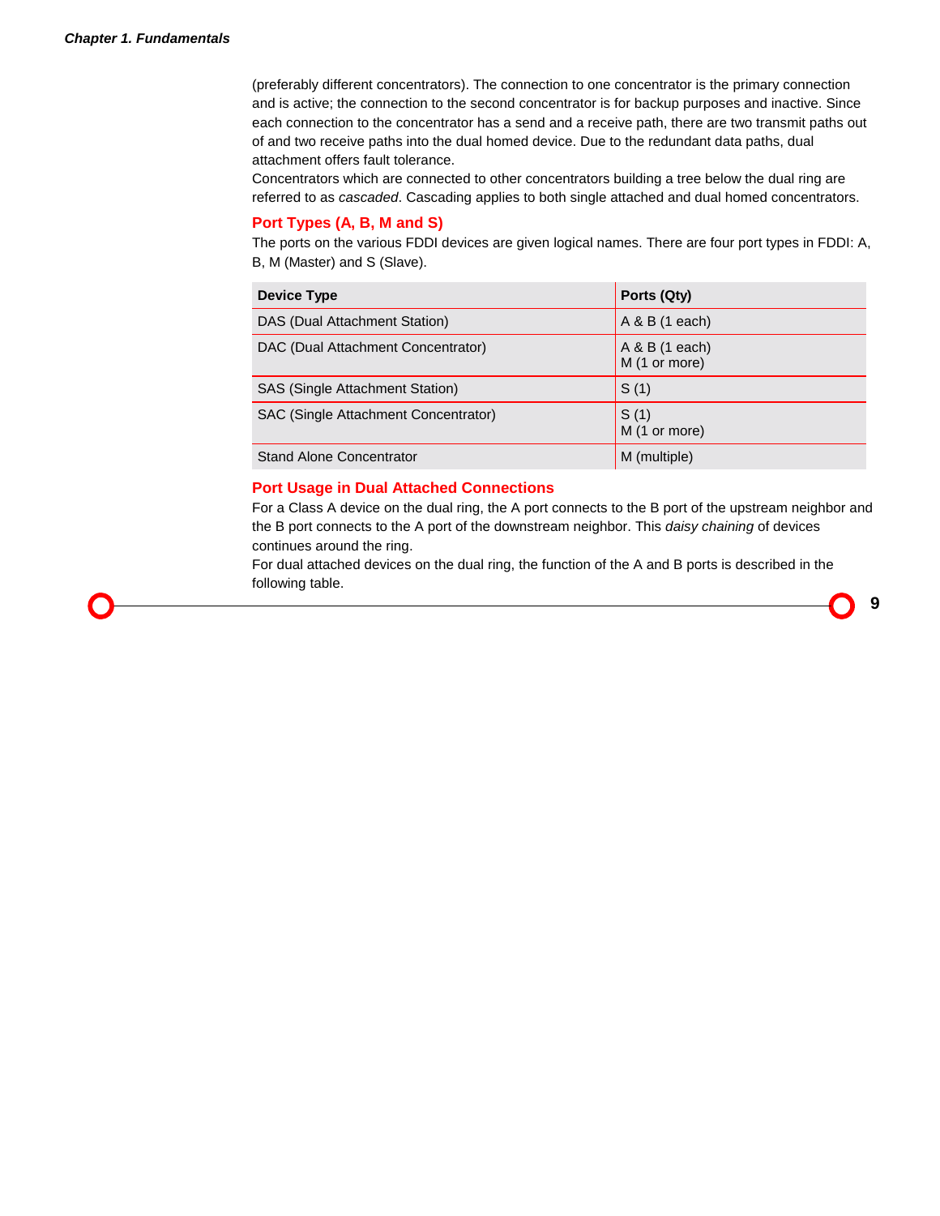(preferably different concentrators). The connection to one concentrator is the primary connection and is active; the connection to the second concentrator is for backup purposes and inactive. Since each connection to the concentrator has a send and a receive path, there are two transmit paths out of and two receive paths into the dual homed device. Due to the redundant data paths, dual attachment offers fault tolerance.

Concentrators which are connected to other concentrators building a tree below the dual ring are referred to as *cascaded*. Cascading applies to both single attached and dual homed concentrators.

## Port Types (A, B, M and S)

The ports on the various FDDI devices are given logical names. There are four port types in FDDI: A, B, M (Master) and S (Slave).

| Device Type | Ports (Qty) |
|---|---|
| DAS (Dual Attachment Station) | A & B (1 each) |
| DAC (Dual Attachment Concentrator) | A & B (1 each)<br>M (1 or more) |
| SAS (Single Attachment Station) | S (1) |
| SAC (Single Attachment Concentrator) | S (1)<br>M (1 or more) |
| Stand Alone Concentrator | M (multiple) |

## Port Usage in Dual Attached Connections

For a Class A device on the dual ring, the A port connects to the B port of the upstream neighbor and the B port connects to the A port of the downstream neighbor. This *daisy chaining* of devices continues around the ring.

For dual attached devices on the dual ring, the function of the A and B ports is described in the following table.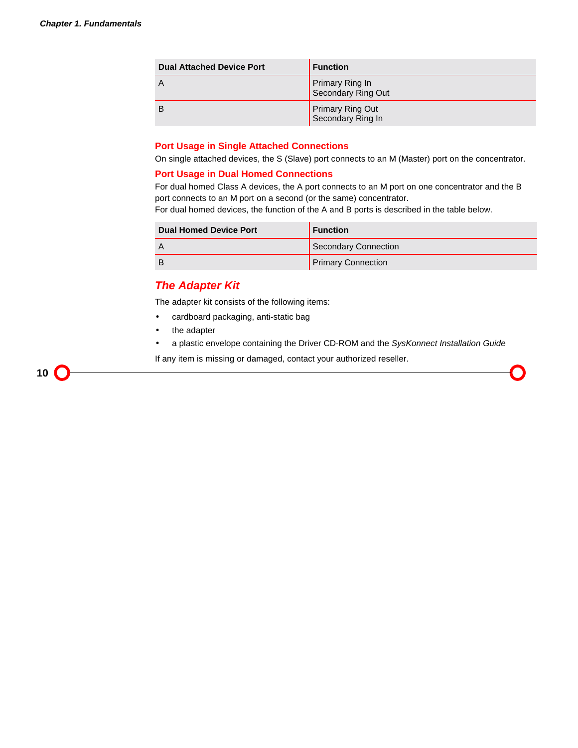| Dual Attached Device Port | Function |
| --- | --- |
| A | Primary Ring In<br>Secondary Ring Out |
| B | Primary Ring Out<br>Secondary Ring In |

### Port Usage in Single Attached Connections

On single attached devices, the S (Slave) port connects to an M (Master) port on the concentrator.

### Port Usage in Dual Homed Connections

For dual homed Class A devices, the A port connects to an M port on one concentrator and the B port connects to an M port on a second (or the same) concentrator.
For dual homed devices, the function of the A and B ports is described in the table below.

| Dual Homed Device Port | Function |
| --- | --- |
| A | Secondary Connection |
| B | Primary Connection |

## *The Adapter Kit*

The adapter kit consists of the following items:

- cardboard packaging, anti-static bag
- the adapter
- a plastic envelope containing the Driver CD-ROM and the *SysKonnect Installation Guide*

If any item is missing or damaged, contact your authorized reseller.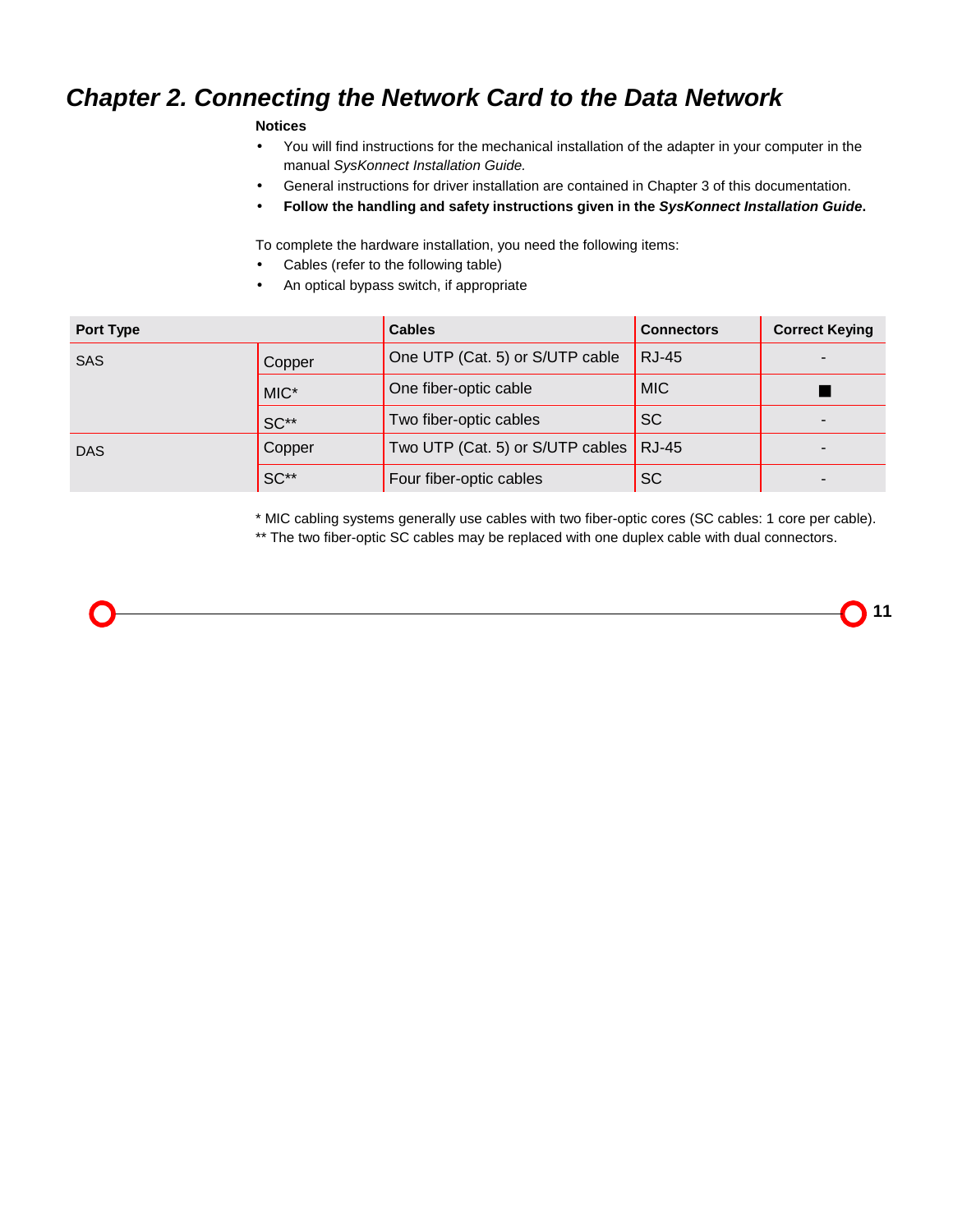# Chapter 2. Connecting the Network Card to the Data Network

**Notices**

- You will find instructions for the mechanical installation of the adapter in your computer in the manual *SysKonnect Installation Guide.*
- General instructions for driver installation are contained in Chapter 3 of this documentation.
- **Follow the handling and safety instructions given in the *SysKonnect Installation Guide*.**

To complete the hardware installation, you need the following items:

- Cables (refer to the following table)
- An optical bypass switch, if appropriate

| Port Type | | Cables | Connectors | Correct Keying |
|---|---|---|---|---|
| SAS | Copper | One UTP (Cat. 5) or S/UTP cable | RJ-45 | - |
| | MIC* | One fiber-optic cable | MIC | ■ |
| | SC** | Two fiber-optic cables | SC | - |
| DAS | Copper | Two UTP (Cat. 5) or S/UTP cables | RJ-45 | - |
| | SC** | Four fiber-optic cables | SC | - |

* MIC cabling systems generally use cables with two fiber-optic cores (SC cables: 1 core per cable).
** The two fiber-optic SC cables may be replaced with one duplex cable with dual connectors.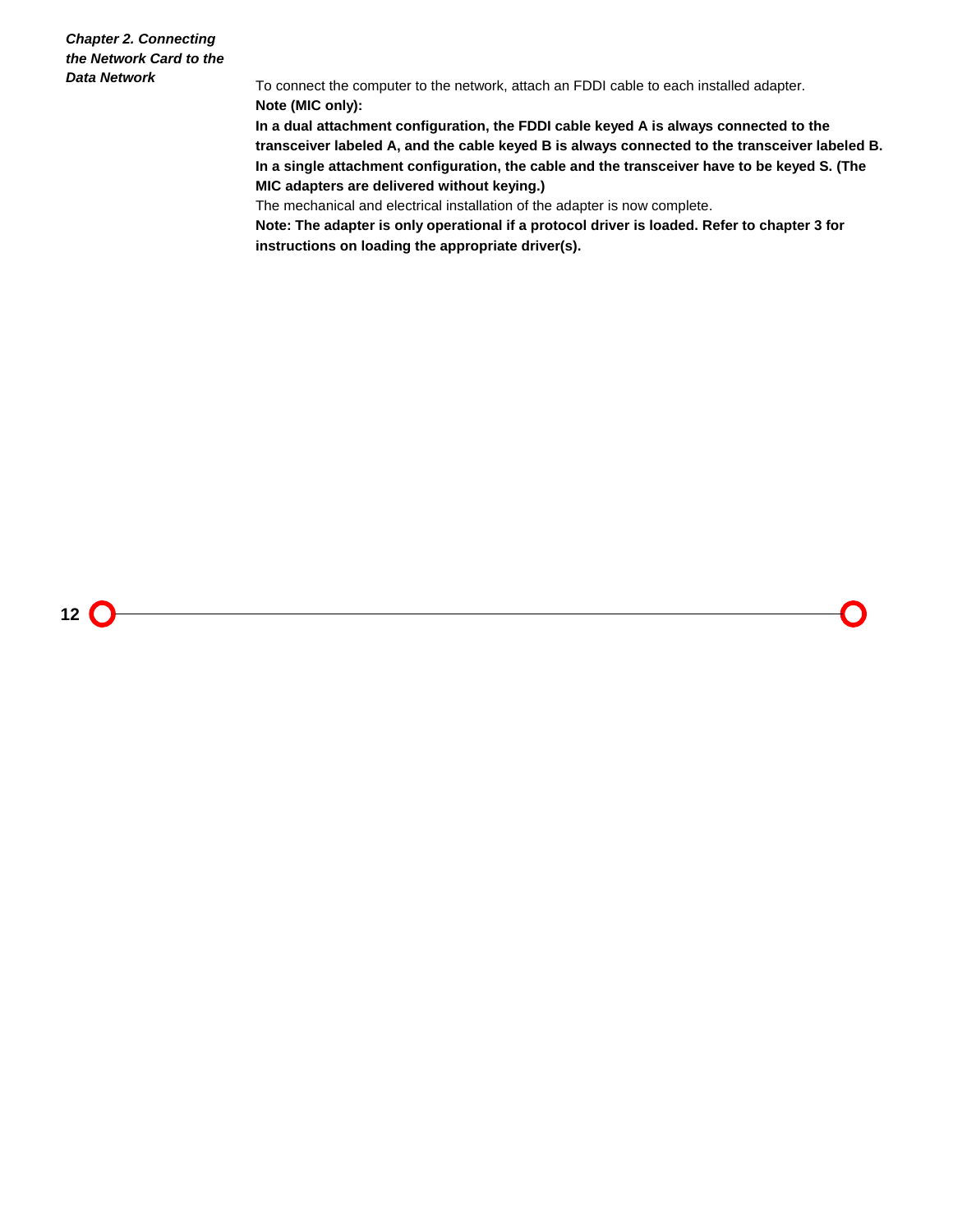*Chapter 2. Connecting the Network Card to the Data Network*

To connect the computer to the network, attach an FDDI cable to each installed adapter.

**Note (MIC only):**

**In a dual attachment configuration, the FDDI cable keyed A is always connected to the transceiver labeled A, and the cable keyed B is always connected to the transceiver labeled B. In a single attachment configuration, the cable and the transceiver have to be keyed S. (The MIC adapters are delivered without keying.)**

The mechanical and electrical installation of the adapter is now complete.

**Note: The adapter is only operational if a protocol driver is loaded. Refer to chapter 3 for instructions on loading the appropriate driver(s).**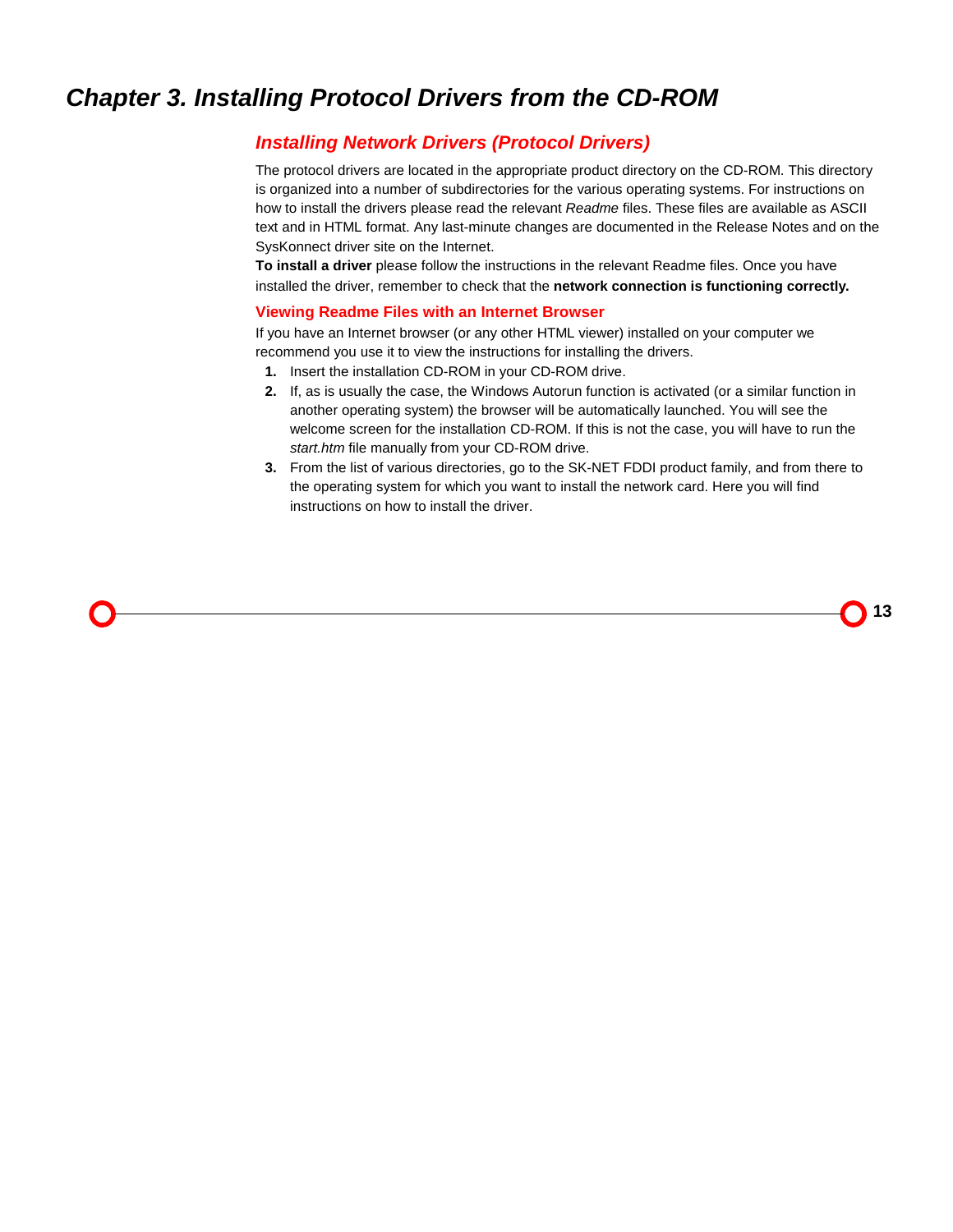# Chapter 3. Installing Protocol Drivers from the CD-ROM

## *Installing Network Drivers (Protocol Drivers)*

The protocol drivers are located in the appropriate product directory on the CD-ROM. This directory is organized into a number of subdirectories for the various operating systems. For instructions on how to install the drivers please read the relevant *Readme* files. These files are available as ASCII text and in HTML format. Any last-minute changes are documented in the Release Notes and on the SysKonnect driver site on the Internet.

**To install a driver** please follow the instructions in the relevant Readme files. Once you have installed the driver, remember to check that the **network connection is functioning correctly.**

### Viewing Readme Files with an Internet Browser

If you have an Internet browser (or any other HTML viewer) installed on your computer we recommend you use it to view the instructions for installing the drivers.

1. Insert the installation CD-ROM in your CD-ROM drive.
2. If, as is usually the case, the Windows Autorun function is activated (or a similar function in another operating system) the browser will be automatically launched. You will see the welcome screen for the installation CD-ROM. If this is not the case, you will have to run the *start.htm* file manually from your CD-ROM drive.
3. From the list of various directories, go to the SK-NET FDDI product family, and from there to the operating system for which you want to install the network card. Here you will find instructions on how to install the driver.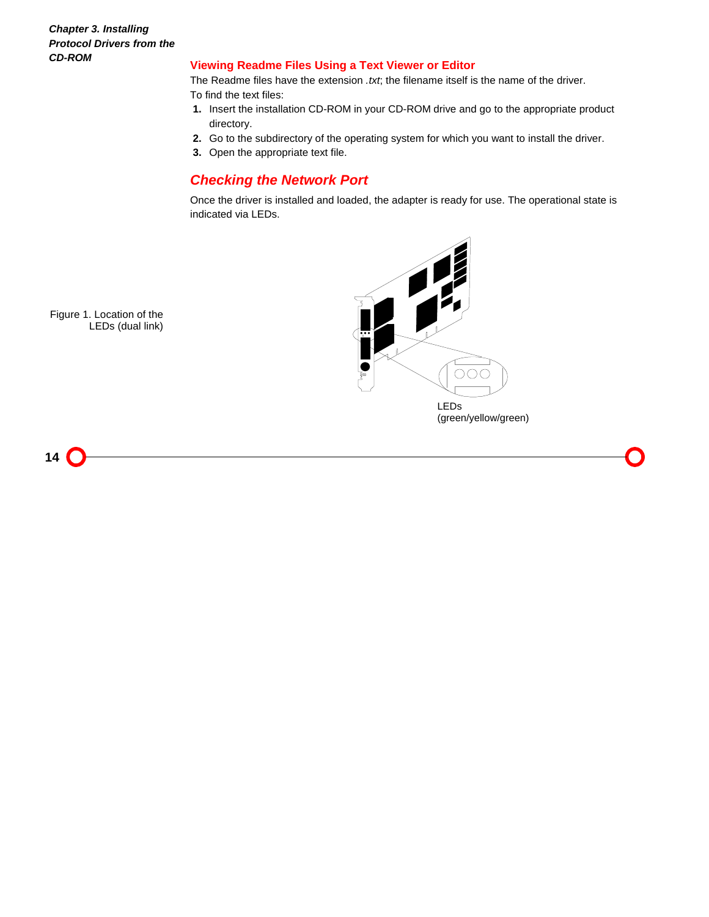## Viewing Readme Files Using a Text Viewer or Editor

The Readme files have the extension *.txt*; the filename itself is the name of the driver.

To find the text files:

1. Insert the installation CD-ROM in your CD-ROM drive and go to the appropriate product directory.
2. Go to the subdirectory of the operating system for which you want to install the driver.
3. Open the appropriate text file.

## *Checking the Network Port*

Once the driver is installed and loaded, the adapter is ready for use. The operational state is indicated via LEDs.

Figure 1. Location of the LEDs (dual link)

LEDs (green/yellow/green)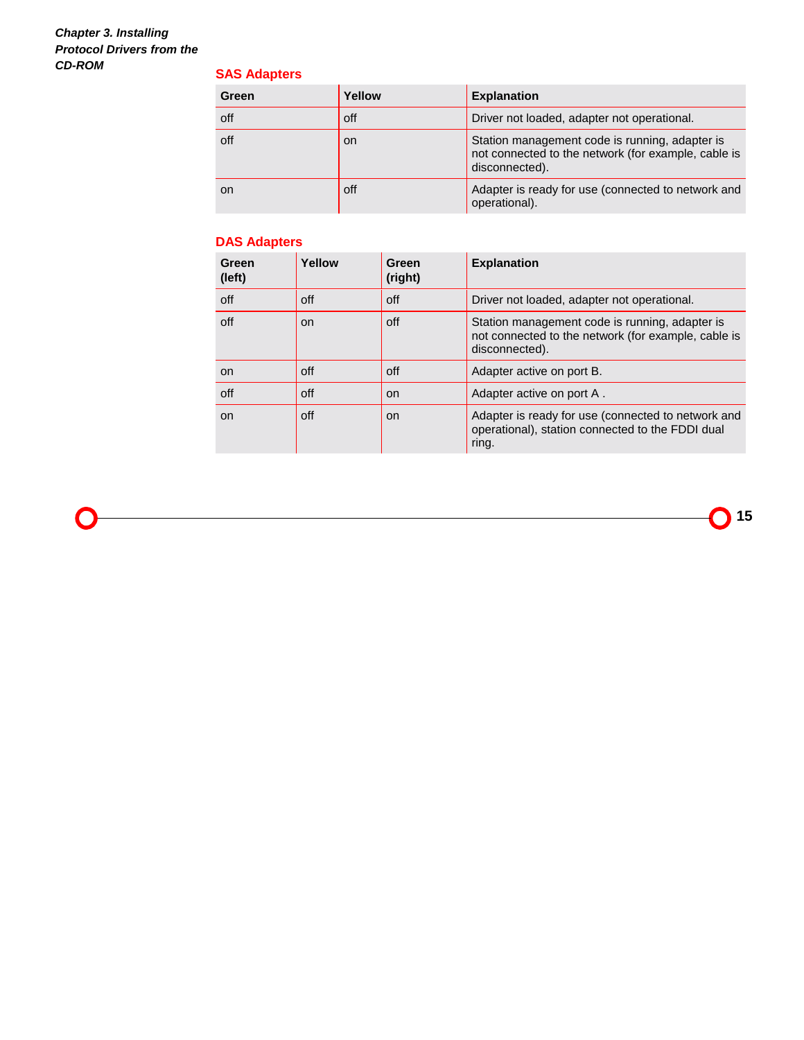### SAS Adapters

| Green | Yellow | Explanation |
|---|---|---|
| off | off | Driver not loaded, adapter not operational. |
| off | on | Station management code is running, adapter is not connected to the network (for example, cable is disconnected). |
| on | off | Adapter is ready for use (connected to network and operational). |

### DAS Adapters

| Green (left) | Yellow | Green (right) | Explanation |
|---|---|---|---|
| off | off | off | Driver not loaded, adapter not operational. |
| off | on | off | Station management code is running, adapter is not connected to the network (for example, cable is disconnected). |
| on | off | off | Adapter active on port B. |
| off | off | on | Adapter active on port A . |
| on | off | on | Adapter is ready for use (connected to network and operational), station connected to the FDDI dual ring. |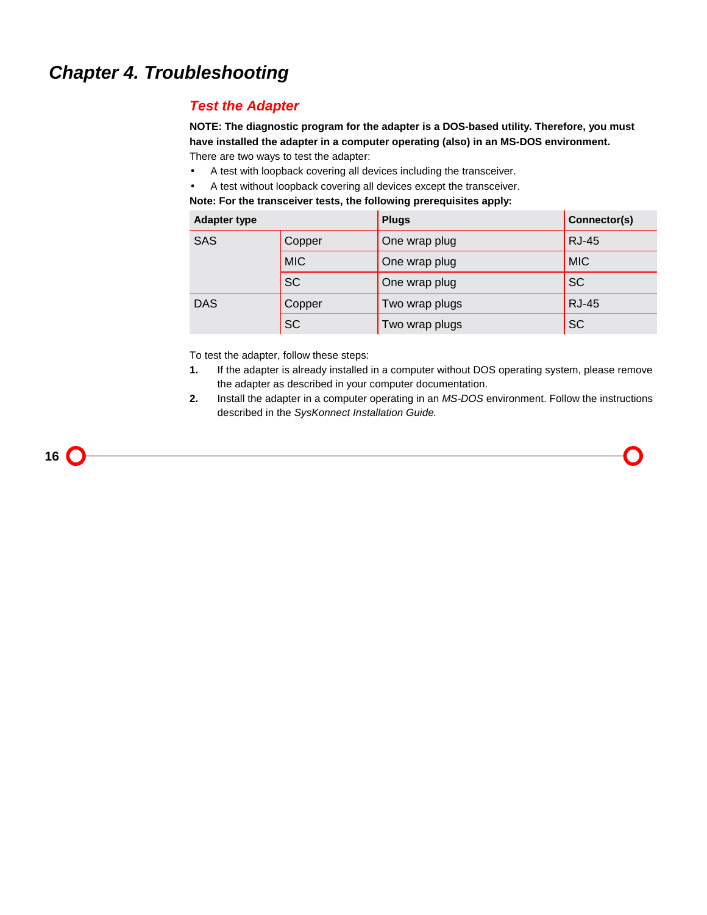# Chapter 4. Troubleshooting

## Test the Adapter

**NOTE: The diagnostic program for the adapter is a DOS-based utility. Therefore, you must have installed the adapter in a computer operating (also) in an MS-DOS environment.**

There are two ways to test the adapter:

- A test with loopback covering all devices including the transceiver.
- A test without loopback covering all devices except the transceiver.

**Note: For the transceiver tests, the following prerequisites apply:**

| Adapter type | | Plugs | Connector(s) |
|---|---|---|---|
| SAS | Copper | One wrap plug | RJ-45 |
| | MIC | One wrap plug | MIC |
| | SC | One wrap plug | SC |
| DAS | Copper | Two wrap plugs | RJ-45 |
| | SC | Two wrap plugs | SC |

To test the adapter, follow these steps:

1. If the adapter is already installed in a computer without DOS operating system, please remove the adapter as described in your computer documentation.
2. Install the adapter in a computer operating in an *MS-DOS* environment. Follow the instructions described in the *SysKonnect Installation Guide.*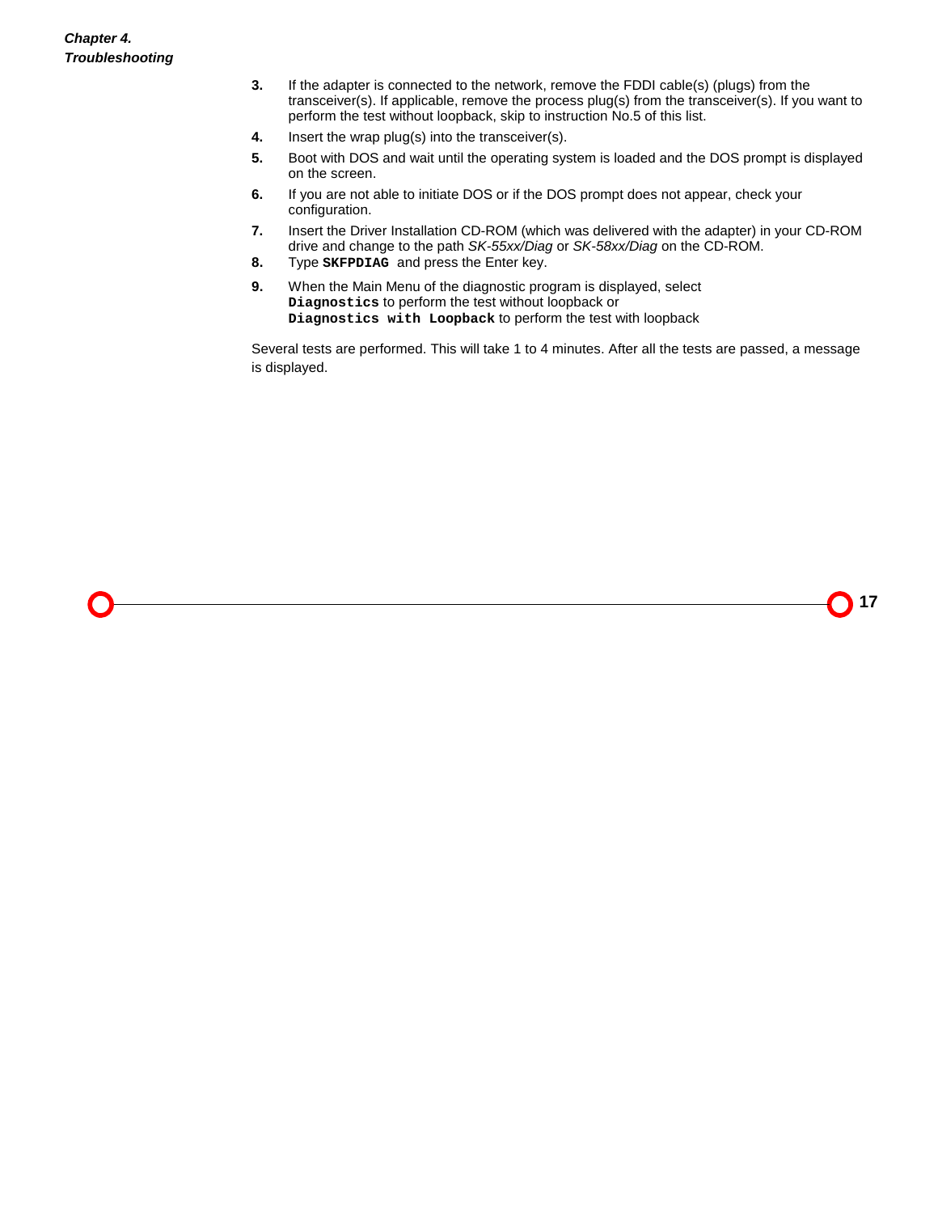3. If the adapter is connected to the network, remove the FDDI cable(s) (plugs) from the transceiver(s). If applicable, remove the process plug(s) from the transceiver(s). If you want to perform the test without loopback, skip to instruction No.5 of this list.
4. Insert the wrap plug(s) into the transceiver(s).
5. Boot with DOS and wait until the operating system is loaded and the DOS prompt is displayed on the screen.
6. If you are not able to initiate DOS or if the DOS prompt does not appear, check your configuration.
7. Insert the Driver Installation CD-ROM (which was delivered with the adapter) in your CD-ROM drive and change to the path *SK-55xx/Diag* or *SK-58xx/Diag* on the CD-ROM.
8. Type **`SKFPDIAG`** and press the Enter key.
9. When the Main Menu of the diagnostic program is displayed, select **`Diagnostics`** to perform the test without loopback or **`Diagnostics with Loopback`** to perform the test with loopback

Several tests are performed. This will take 1 to 4 minutes. After all the tests are passed, a message is displayed.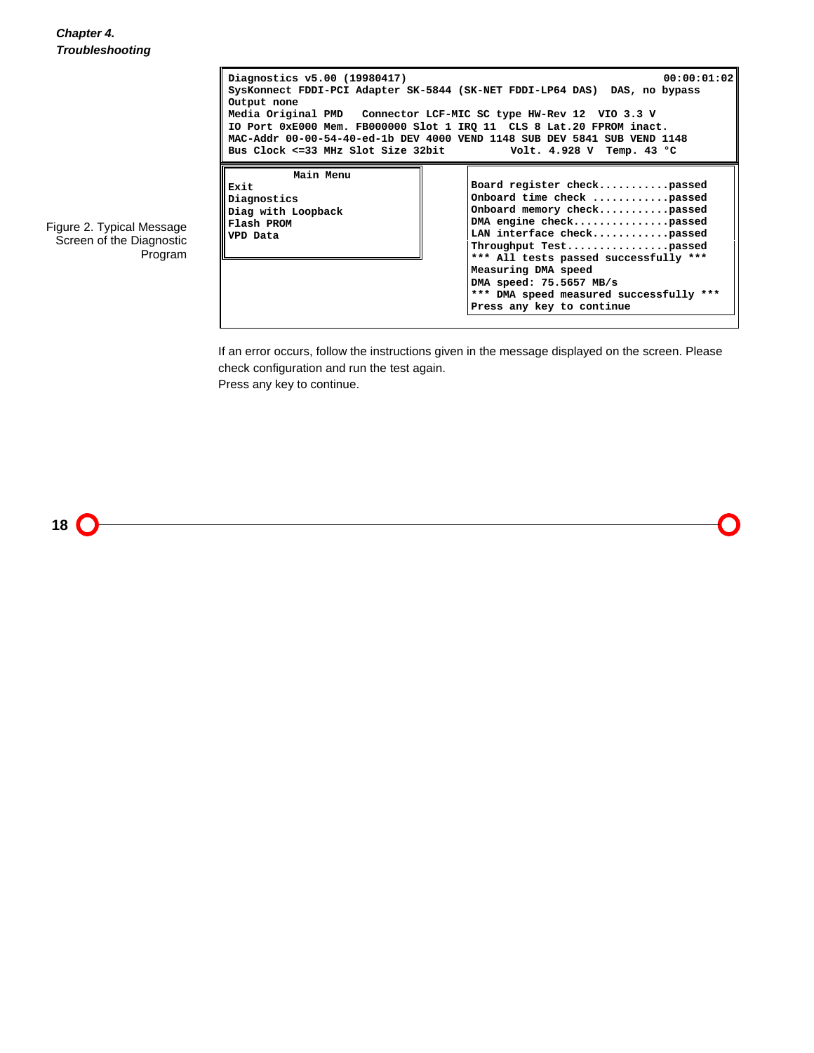```
Diagnostics v5.00 (19980417)                                           00:00:01:02
SysKonnect FDDI-PCI Adapter SK-5844 (SK-NET FDDI-LP64 DAS)  DAS, no bypass
Output none
Media Original PMD   Connector LCF-MIC SC type HW-Rev 12  VIO 3.3 V
IO Port 0xE000 Mem. FB000000 Slot 1 IRQ 11  CLS 8 Lat.20 FPROM inact.
MAC-Addr 00-00-54-40-ed-1b DEV 4000 VEND 1148 SUB DEV 5841 SUB VEND 1148
Bus Clock <=33 MHz Slot Size 32bit          Volt. 4.928 V  Temp. 43 °C

          Main Menu                     Board register check...........passed
Exit                                    Onboard time check ............passed
Diagnostics                             Onboard memory check...........passed
Diag with Loopback                      DMA engine check...............passed
Flash PROM                              LAN interface check............passed
VPD Data                                Throughput Test................passed
                                        *** All tests passed successfully ***
                                        Measuring DMA speed
                                        DMA speed: 75.5657 MB/s
                                        *** DMA speed measured successfully ***
                                        Press any key to continue
```

Figure 2. Typical Message Screen of the Diagnostic Program

If an error occurs, follow the instructions given in the message displayed on the screen. Please check configuration and run the test again.

Press any key to continue.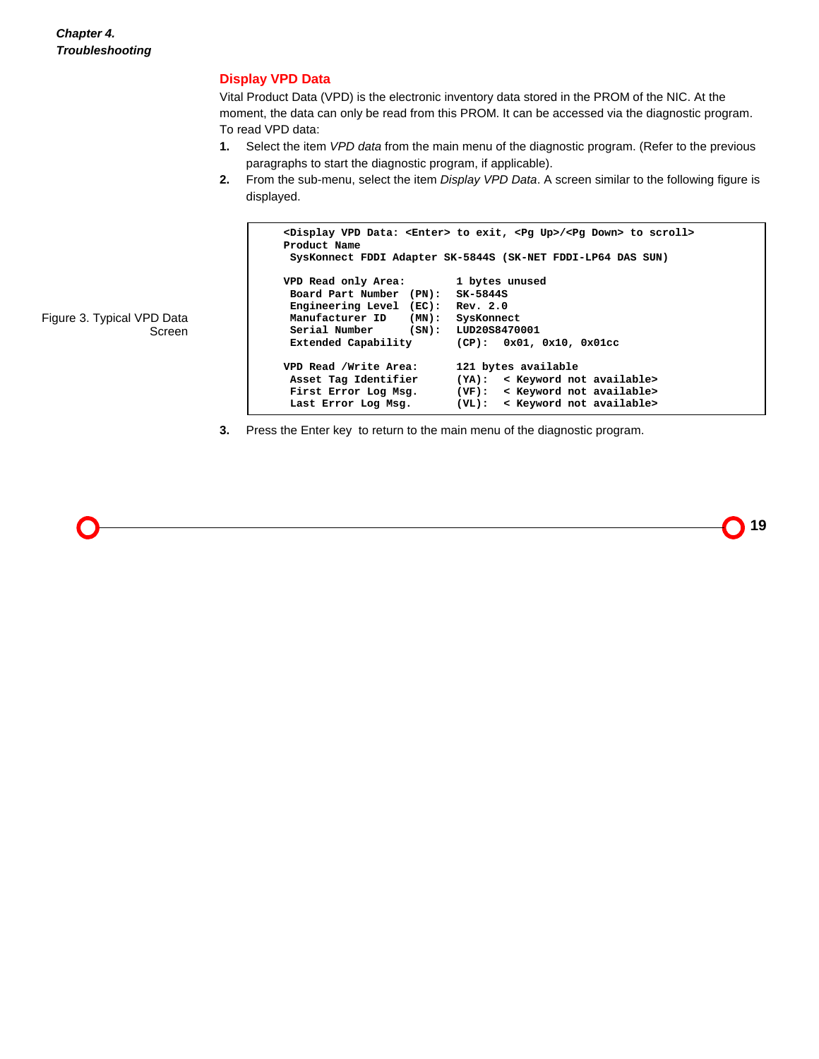## Display VPD Data

Vital Product Data (VPD) is the electronic inventory data stored in the PROM of the NIC. At the moment, the data can only be read from this PROM. It can be accessed via the diagnostic program. To read VPD data:

1. Select the item *VPD data* from the main menu of the diagnostic program. (Refer to the previous paragraphs to start the diagnostic program, if applicable).
2. From the sub-menu, select the item *Display VPD Data*. A screen similar to the following figure is displayed.

Figure 3. Typical VPD Data Screen

```
<Display VPD Data: <Enter> to exit, <Pg Up>/<Pg Down> to scroll>
Product Name
 SysKonnect FDDI Adapter SK-5844S (SK-NET FDDI-LP64 DAS SUN)

VPD Read only Area:        1 bytes unused
 Board Part Number  (PN):  SK-5844S
 Engineering Level  (EC):  Rev. 2.0
 Manufacturer ID    (MN):  SysKonnect
 Serial Number      (SN):  LUD20S8470001
 Extended Capability       (CP):  0x01, 0x10, 0x01cc

VPD Read /Write Area:      121 bytes available
 Asset Tag Identifier      (YA):  < Keyword not available>
 First Error Log Msg.      (VF):  < Keyword not available>
 Last Error Log Msg.       (VL):  < Keyword not available>
```

3. Press the Enter key to return to the main menu of the diagnostic program.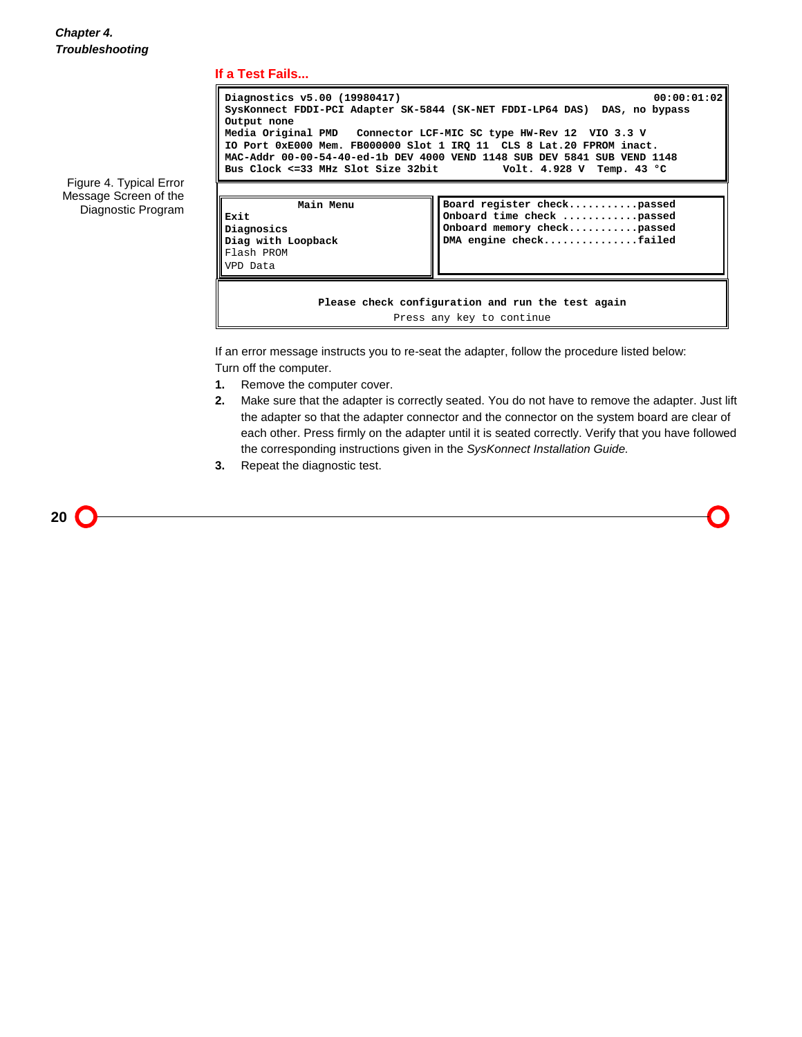## If a Test Fails...

```
Diagnostics v5.00 (19980417)                                         00:00:01:02
SysKonnect FDDI-PCI Adapter SK-5844 (SK-NET FDDI-LP64 DAS)  DAS, no bypass
Output none
Media Original PMD   Connector LCF-MIC SC type HW-Rev 12  VIO 3.3 V
IO Port 0xE000 Mem. FB000000 Slot 1 IRQ 11  CLS 8 Lat.20 FPROM inact.
MAC-Addr 00-00-54-40-ed-1b DEV 4000 VEND 1148 SUB DEV 5841 SUB VEND 1148
Bus Clock <=33 MHz Slot Size 32bit           Volt. 4.928 V  Temp. 43 °C

             Main Menu                   Board register check...........passed
Exit                                     Onboard time check ............passed
Diagnosics                               Onboard memory check...........passed
Diag with Loopback                       DMA engine check...............failed
Flash PROM
VPD Data

                 Please check configuration and run the test again
                              Press any key to continue
```

Figure 4. Typical Error Message Screen of the Diagnostic Program

If an error message instructs you to re-seat the adapter, follow the procedure listed below:

Turn off the computer.

1. Remove the computer cover.
2. Make sure that the adapter is correctly seated. You do not have to remove the adapter. Just lift the adapter so that the adapter connector and the connector on the system board are clear of each other. Press firmly on the adapter until it is seated correctly. Verify that you have followed the corresponding instructions given in the *SysKonnect Installation Guide.*
3. Repeat the diagnostic test.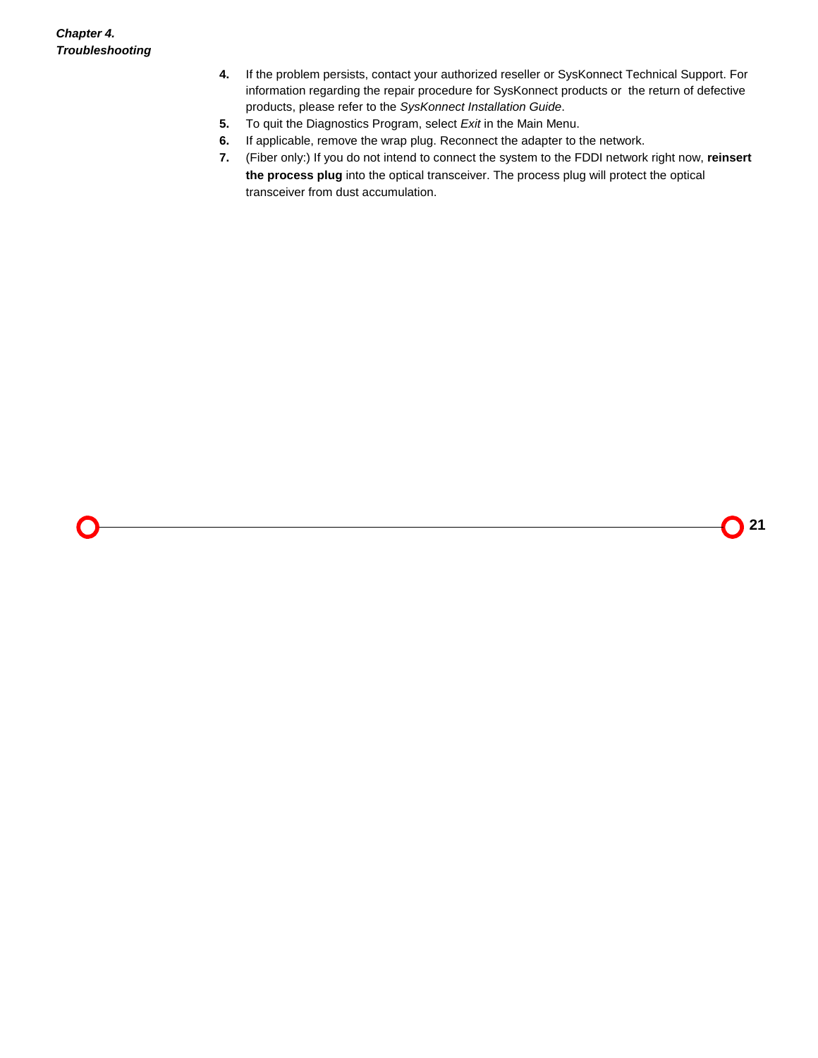4. If the problem persists, contact your authorized reseller or SysKonnect Technical Support. For information regarding the repair procedure for SysKonnect products or the return of defective products, please refer to the *SysKonnect Installation Guide*.
5. To quit the Diagnostics Program, select *Exit* in the Main Menu.
6. If applicable, remove the wrap plug. Reconnect the adapter to the network.
7. (Fiber only:) If you do not intend to connect the system to the FDDI network right now, **reinsert the process plug** into the optical transceiver. The process plug will protect the optical transceiver from dust accumulation.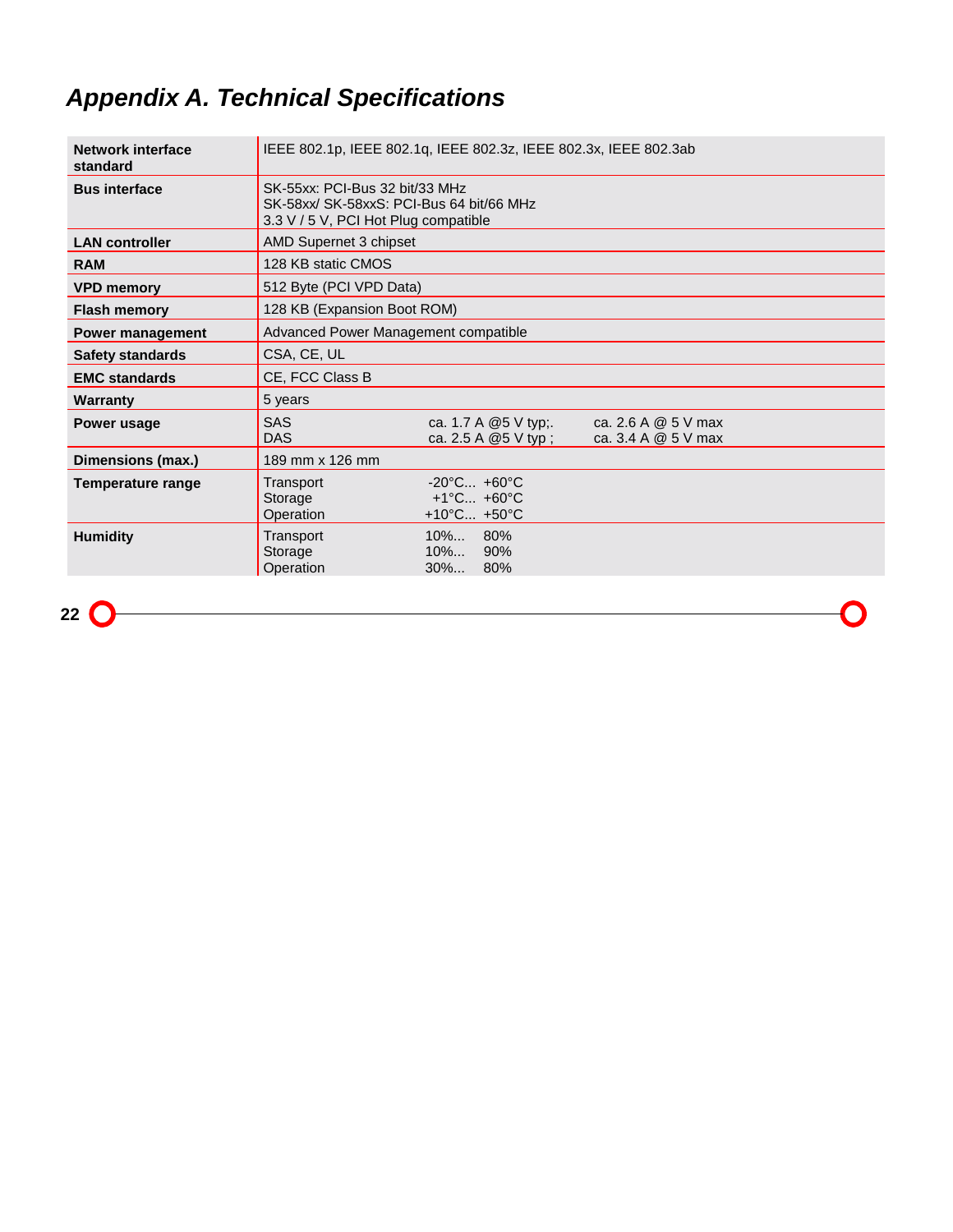# Appendix A. Technical Specifications

| | |
|---|---|
| **Network interface standard** | IEEE 802.1p, IEEE 802.1q, IEEE 802.3z, IEEE 802.3x, IEEE 802.3ab |
| **Bus interface** | SK-55xx: PCI-Bus 32 bit/33 MHz<br>SK-58xx/ SK-58xxS: PCI-Bus 64 bit/66 MHz<br>3.3 V / 5 V, PCI Hot Plug compatible |
| **LAN controller** | AMD Supernet 3 chipset |
| **RAM** | 128 KB static CMOS |
| **VPD memory** | 512 Byte (PCI VPD Data) |
| **Flash memory** | 128 KB (Expansion Boot ROM) |
| **Power management** | Advanced Power Management compatible |
| **Safety standards** | CSA, CE, UL |
| **EMC standards** | CE, FCC Class B |
| **Warranty** | 5 years |
| **Power usage** | SAS ca. 1.7 A @5 V typ;. ca. 2.6 A @ 5 V max<br>DAS ca. 2.5 A @5 V typ ; ca. 3.4 A @ 5 V max |
| **Dimensions (max.)** | 189 mm x 126 mm |
| **Temperature range** | Transport -20°C... +60°C<br>Storage +1°C... +60°C<br>Operation +10°C... +50°C |
| **Humidity** | Transport 10%... 80%<br>Storage 10%... 90%<br>Operation 30%... 80% |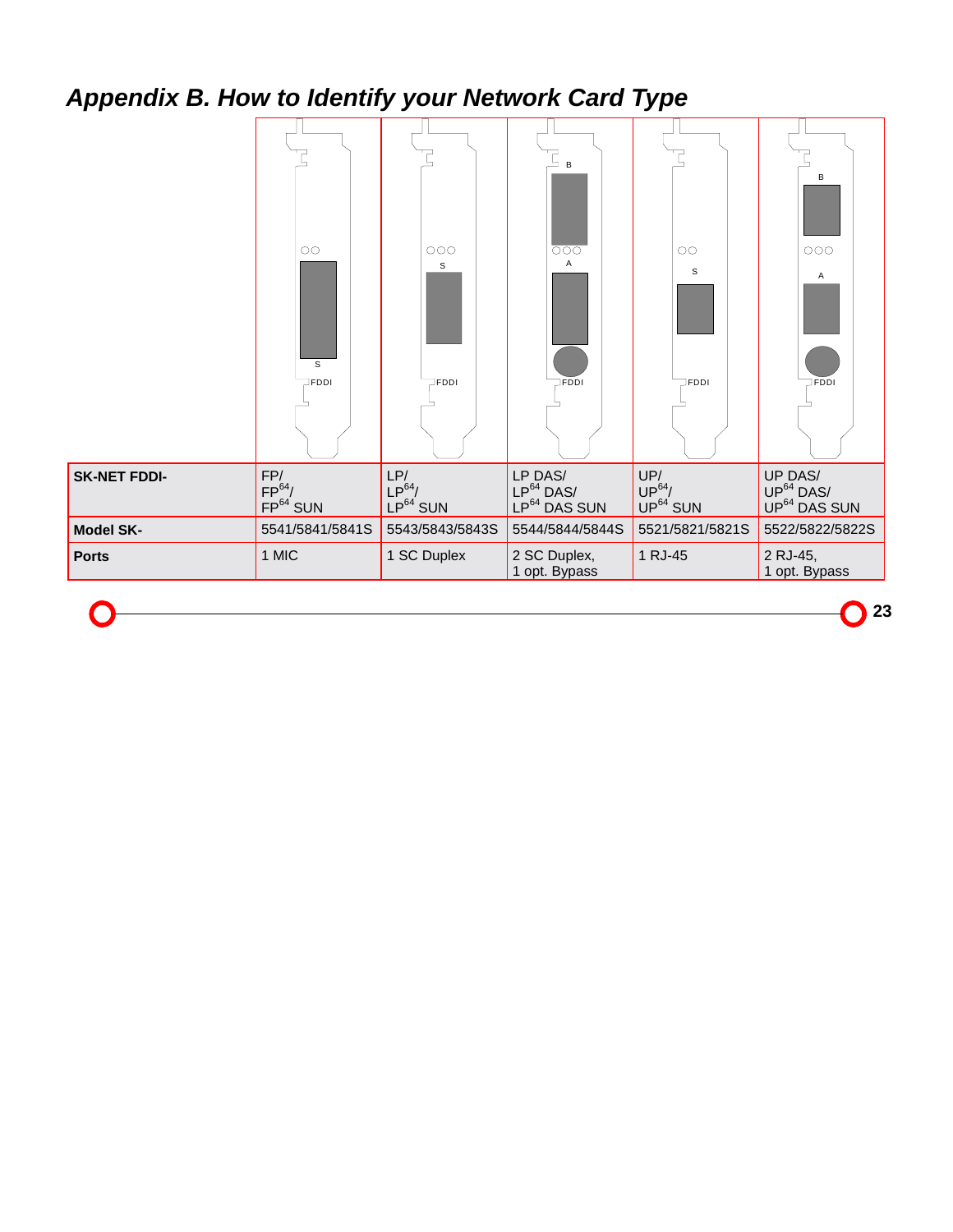# Appendix B. How to Identify your Network Card Type

| SK-NET FDDI- | FP/ FP$^{64}$/ FP$^{64}$ SUN | LP/ LP$^{64}$/ LP$^{64}$ SUN | LP DAS/ LP$^{64}$ DAS/ LP$^{64}$ DAS SUN | UP/ UP$^{64}$/ UP$^{64}$ SUN | UP DAS/ UP$^{64}$ DAS/ UP$^{64}$ DAS SUN |
|---|---|---|---|---|---|
| **Model SK-** | 5541/5841/5841S | 5543/5843/5843S | 5544/5844/5844S | 5521/5821/5821S | 5522/5822/5822S |
| **Ports** | 1 MIC | 1 SC Duplex | 2 SC Duplex, 1 opt. Bypass | 1 RJ-45 | 2 RJ-45, 1 opt. Bypass |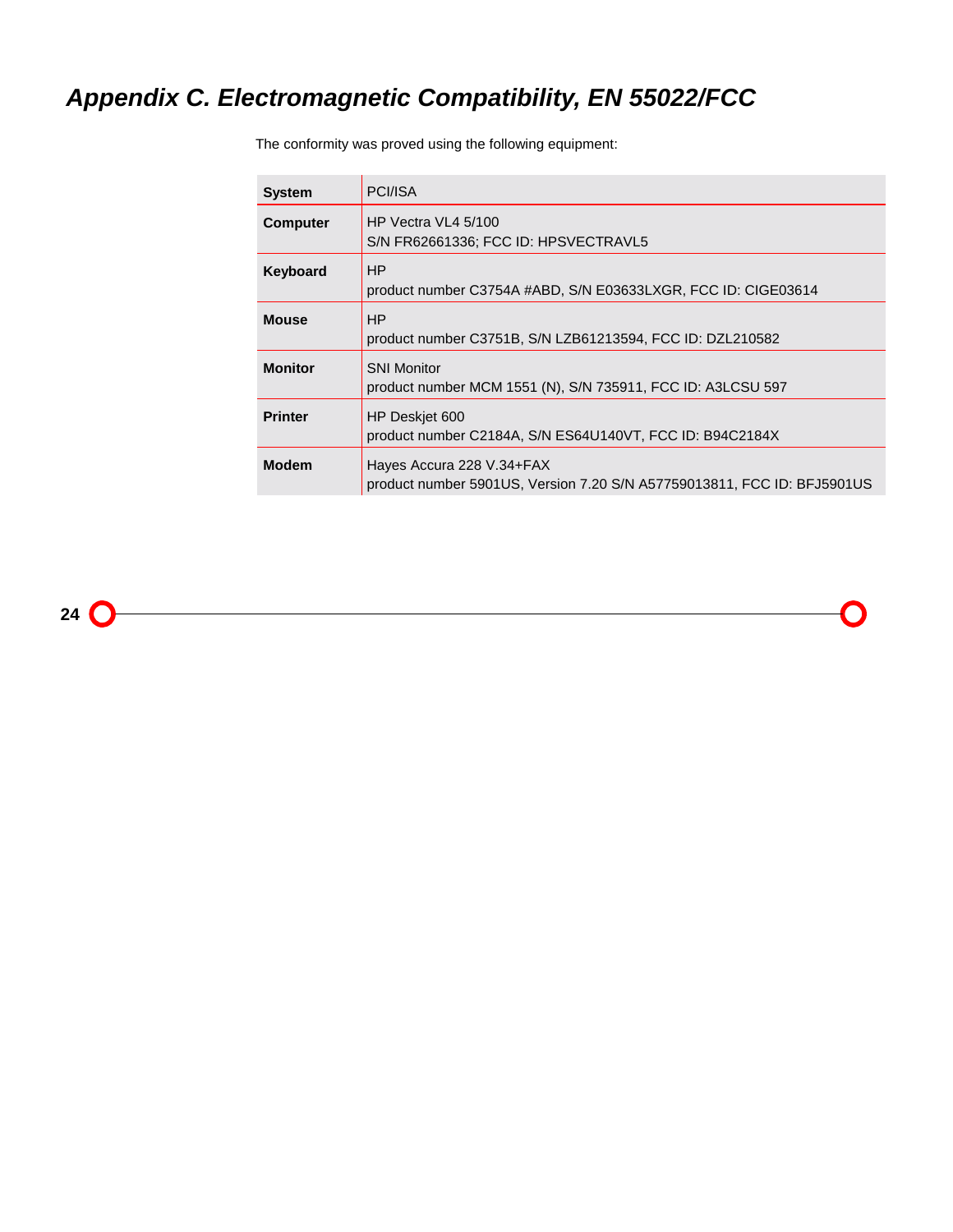# Appendix C. Electromagnetic Compatibility, EN 55022/FCC

The conformity was proved using the following equipment:

| **System** | PCI/ISA |
|---|---|
| **Computer** | HP Vectra VL4 5/100<br>S/N FR62661336; FCC ID: HPSVECTRAVL5 |
| **Keyboard** | HP<br>product number C3754A #ABD, S/N E03633LXGR, FCC ID: CIGE03614 |
| **Mouse** | HP<br>product number C3751B, S/N LZB61213594, FCC ID: DZL210582 |
| **Monitor** | SNI Monitor<br>product number MCM 1551 (N), S/N 735911, FCC ID: A3LCSU 597 |
| **Printer** | HP Deskjet 600<br>product number C2184A, S/N ES64U140VT, FCC ID: B94C2184X |
| **Modem** | Hayes Accura 228 V.34+FAX<br>product number 5901US, Version 7.20 S/N A57759013811, FCC ID: BFJ5901US |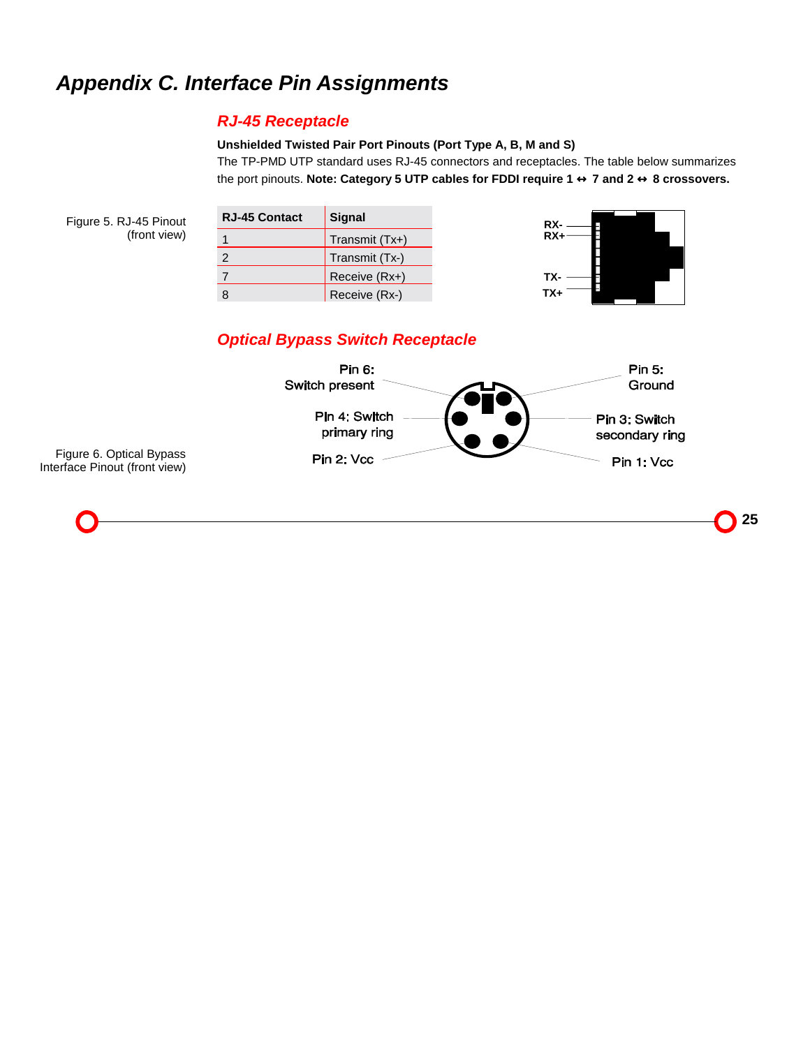# Appendix C. Interface Pin Assignments

## RJ-45 Receptacle

**Unshielded Twisted Pair Port Pinouts (Port Type A, B, M and S)**

The TP-PMD UTP standard uses RJ-45 connectors and receptacles. The table below summarizes the port pinouts. **Note: Category 5 UTP cables for FDDI require 1 ↔ 7 and 2 ↔ 8 crossovers.**

Figure 5. RJ-45 Pinout (front view)

| RJ-45 Contact | Signal |
|---|---|
| 1 | Transmit (Tx+) |
| 2 | Transmit (Tx-) |
| 7 | Receive (Rx+) |
| 8 | Receive (Rx-) |

RX-
RX+
TX-
TX+

## Optical Bypass Switch Receptacle

Figure 6. Optical Bypass Interface Pinout (front view)

Pin 6: Switch present

Pin 5: Ground

Pin 4: Switch primary ring

Pin 3: Switch secondary ring

Pin 2: Vcc

Pin 1: Vcc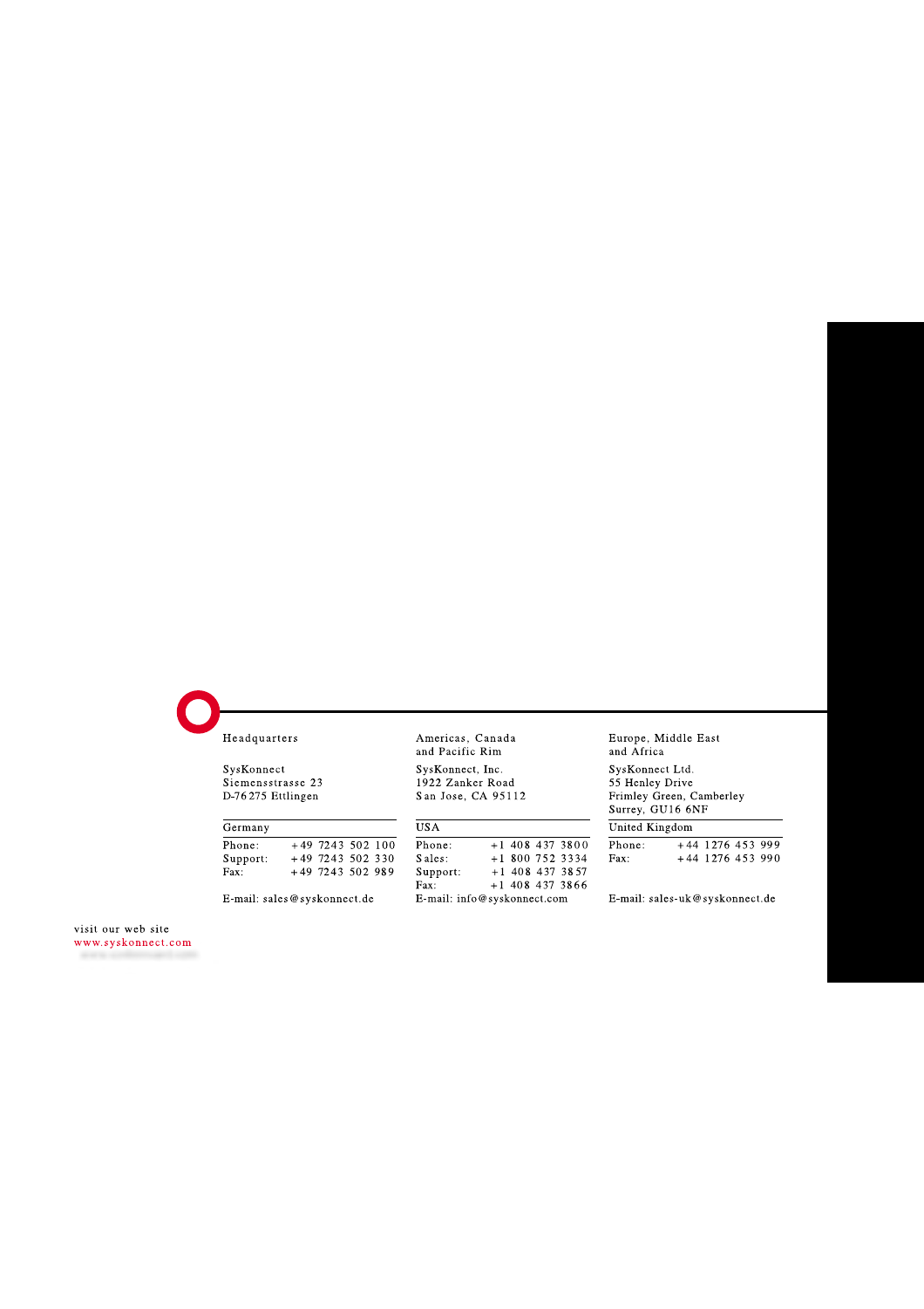**Headquarters**

SysKonnect
Siemensstrasse 23
D-76275 Ettlingen

| Germany | |
|---|---|
| Phone: | +49 7243 502 100 |
| Support: | +49 7243 502 330 |
| Fax: | +49 7243 502 989 |

E-mail: sales@syskonnect.de

**Americas, Canada and Pacific Rim**

SysKonnect, Inc.
1922 Zanker Road
San Jose, CA 95112

| USA | |
|---|---|
| Phone: | +1 408 437 3800 |
| Sales: | +1 800 752 3334 |
| Support: | +1 408 437 3857 |
| Fax: | +1 408 437 3866 |

E-mail: info@syskonnect.com

**Europe, Middle East and Africa**

SysKonnect Ltd.
55 Henley Drive
Frimley Green, Camberley
Surrey, GU16 6NF

| United Kingdom | |
|---|---|
| Phone: | +44 1276 453 999 |
| Fax: | +44 1276 453 990 |

E-mail: sales-uk@syskonnect.de

visit our web site
www.syskonnect.com